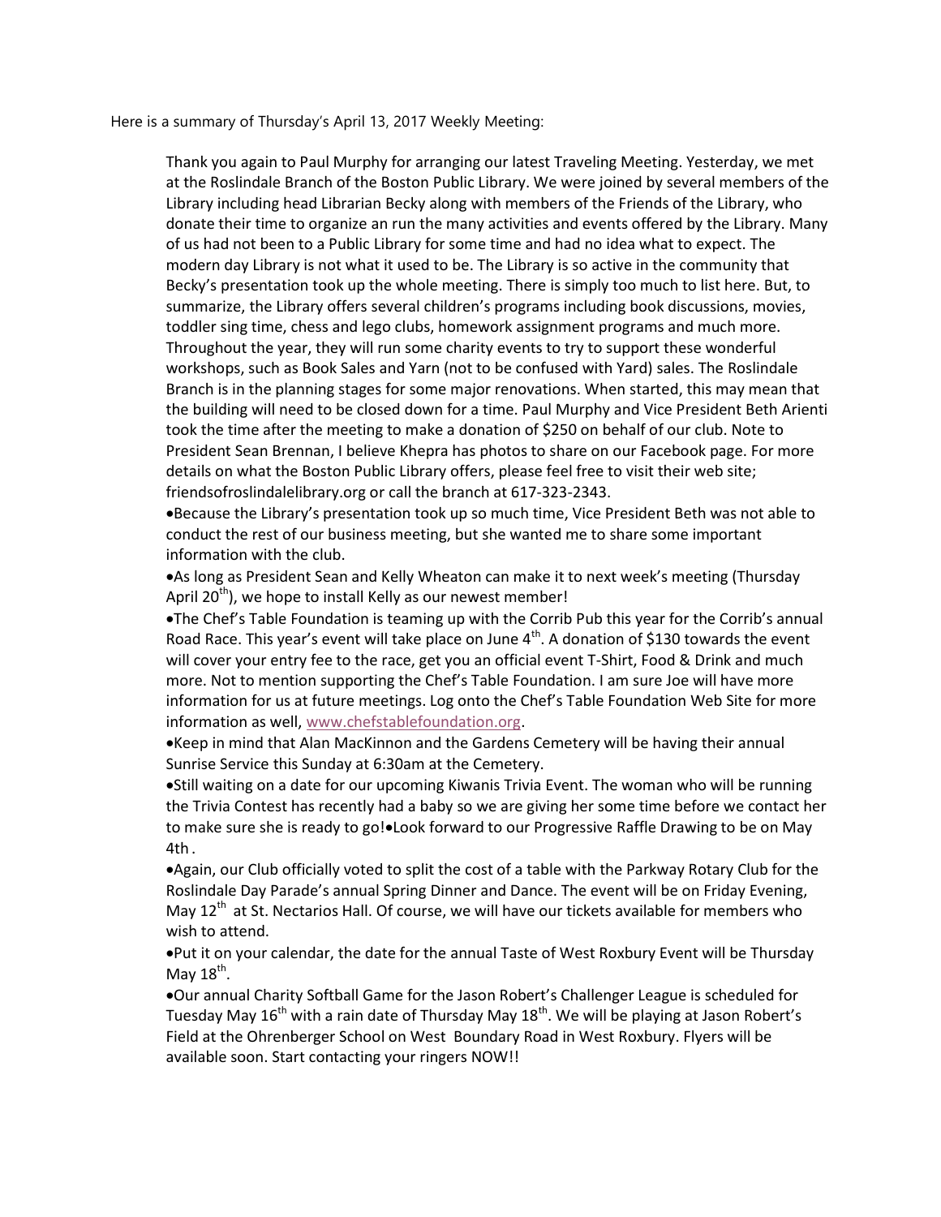Here is a summary of Thursday's April 13, 2017 Weekly Meeting:

Thank you again to Paul Murphy for arranging our latest Traveling Meeting. Yesterday, we met at the Roslindale Branch of the Boston Public Library. We were joined by several members of the Library including head Librarian Becky along with members of the Friends of the Library, who donate their time to organize an run the many activities and events offered by the Library. Many of us had not been to a Public Library for some time and had no idea what to expect. The modern day Library is not what it used to be. The Library is so active in the community that Becky's presentation took up the whole meeting. There is simply too much to list here. But, to summarize, the Library offers several children's programs including book discussions, movies, toddler sing time, chess and lego clubs, homework assignment programs and much more. Throughout the year, they will run some charity events to try to support these wonderful workshops, such as Book Sales and Yarn (not to be confused with Yard) sales. The Roslindale Branch is in the planning stages for some major renovations. When started, this may mean that the building will need to be closed down for a time. Paul Murphy and Vice President Beth Arienti took the time after the meeting to make a donation of $250 on behalf of our club. Note to President Sean Brennan, I believe Khepra has photos to share on our Facebook page. For more details on what the Boston Public Library offers, please feel free to visit their web site; friendsofroslindalelibrary.org or call the branch at 617-323-2343.

- Because the Library's presentation took up so much time, Vice President Beth was not able to conduct the rest of our business meeting, but she wanted me to share some important information with the club.
- As long as President Sean and Kelly Wheaton can make it to next week's meeting (Thursday April 20th), we hope to install Kelly as our newest member!
- The Chef's Table Foundation is teaming up with the Corrib Pub this year for the Corrib's annual Road Race. This year's event will take place on June 4th. A donation of $130 towards the event will cover your entry fee to the race, get you an official event T-Shirt, Food & Drink and much more. Not to mention supporting the Chef's Table Foundation. I am sure Joe will have more information for us at future meetings. Log onto the Chef's Table Foundation Web Site for more information as well, www.chefstablefoundation.org.
- Keep in mind that Alan MacKinnon and the Gardens Cemetery will be having their annual Sunrise Service this Sunday at 6:30am at the Cemetery.
- Still waiting on a date for our upcoming Kiwanis Trivia Event. The woman who will be running the Trivia Contest has recently had a baby so we are giving her some time before we contact her to make sure she is ready to go!
- Look forward to our Progressive Raffle Drawing to be on May 4th.
- Again, our Club officially voted to split the cost of a table with the Parkway Rotary Club for the Roslindale Day Parade's annual Spring Dinner and Dance. The event will be on Friday Evening, May 12th at St. Nectarios Hall. Of course, we will have our tickets available for members who wish to attend.
- Put it on your calendar, the date for the annual Taste of West Roxbury Event will be Thursday May 18th.
- Our annual Charity Softball Game for the Jason Robert's Challenger League is scheduled for Tuesday May 16th with a rain date of Thursday May 18th. We will be playing at Jason Robert's Field at the Ohrenberger School on West Boundary Road in West Roxbury. Flyers will be available soon. Start contacting your ringers NOW!!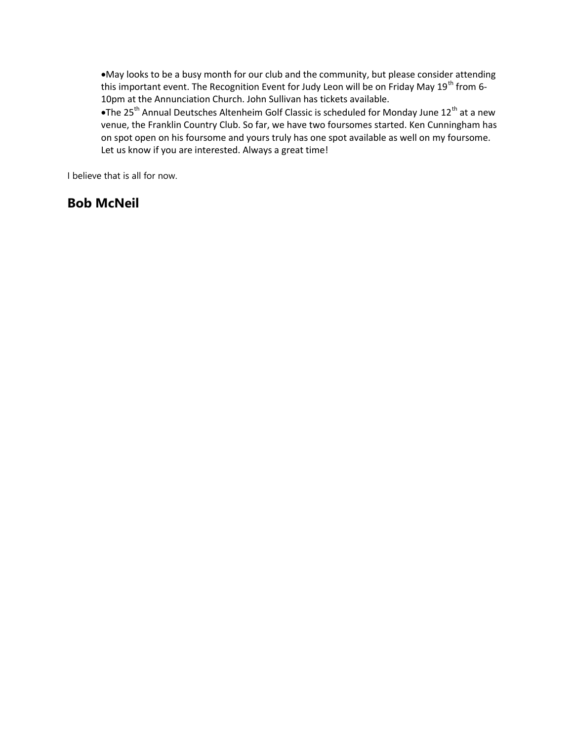- May looks to be a busy month for our club and the community, but please consider attending this important event. The Recognition Event for Judy Leon will be on Friday May 19th from 6-10pm at the Annunciation Church. John Sullivan has tickets available.
- The 25th Annual Deutsches Altenheim Golf Classic is scheduled for Monday June 12th at a new venue, the Franklin Country Club. So far, we have two foursomes started. Ken Cunningham has on spot open on his foursome and yours truly has one spot available as well on my foursome. Let us know if you are interested. Always a great time!

I believe that is all for now.

## Bob McNeil